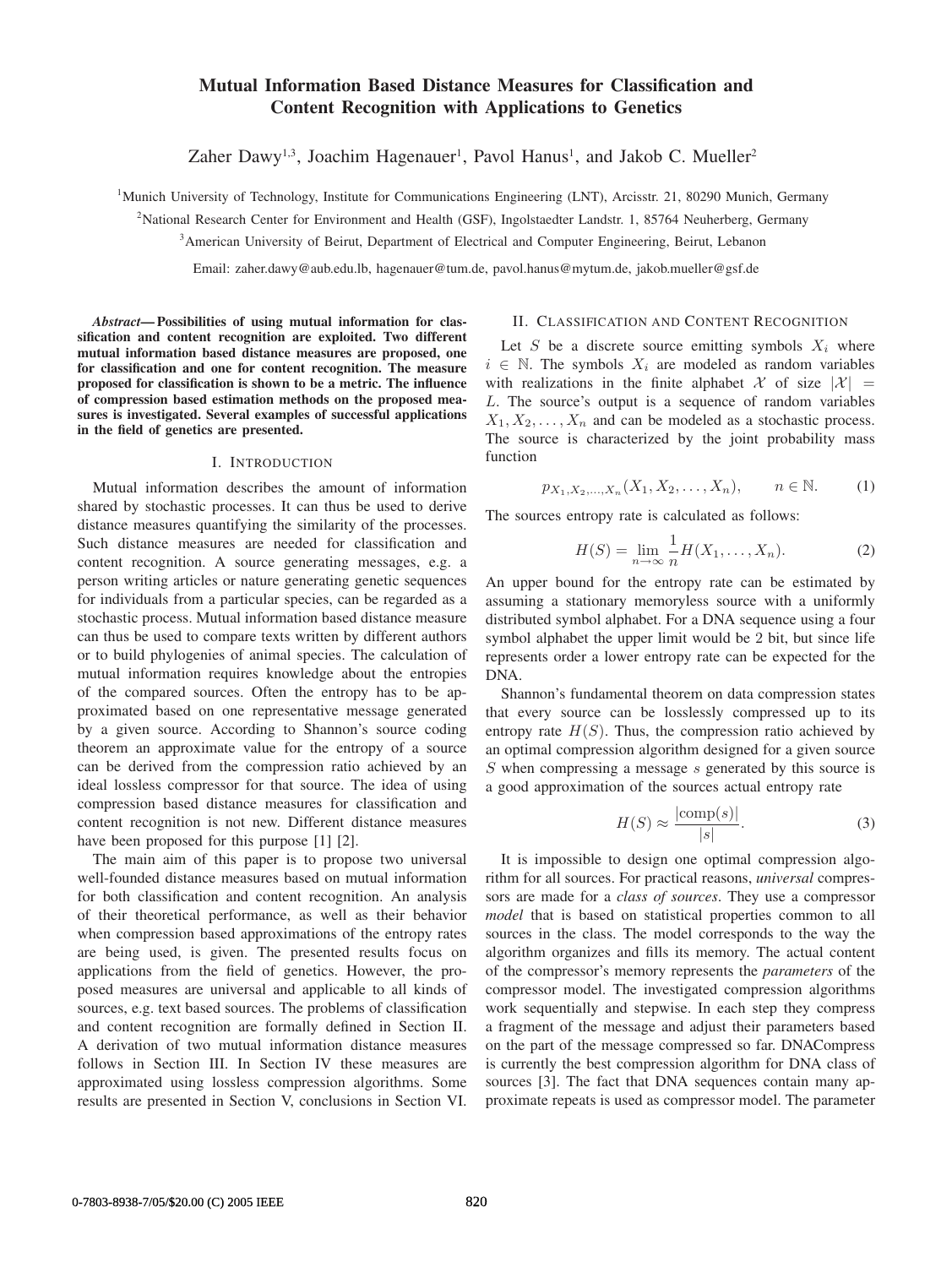# Mutual Information Based Distance Measures for Classification and Content Recognition with Applications to Genetics

Zaher Dawy[1,3], Joachim Hagenauer[1], Pavol Hanus[1], and Jakob C. Mueller[2]

[1]Munich University of Technology, Institute for Communications Engineering (LNT), Arcisstr. 21, 80290 Munich, Germany

[2]National Research Center for Environment and Health (GSF), Ingolstaedter Landstr. 1, 85764 Neuherberg, Germany

[3]American University of Beirut, Department of Electrical and Computer Engineering, Beirut, Lebanon

Email: zaher.dawy@aub.edu.lb, hagenauer@tum.de, pavol.hanus@mytum.de, jakob.mueller@gsf.de

***Abstract*— Possibilities of using mutual information for classification and content recognition are exploited. Two different mutual information based distance measures are proposed, one for classification and one for content recognition. The measure proposed for classification is shown to be a metric. The influence of compression based estimation methods on the proposed measures is investigated. Several examples of successful applications in the field of genetics are presented.**

## I. Introduction

Mutual information describes the amount of information shared by stochastic processes. It can thus be used to derive distance measures quantifying the similarity of the processes. Such distance measures are needed for classification and content recognition. A source generating messages, e.g. a person writing articles or nature generating genetic sequences for individuals from a particular species, can be regarded as a stochastic process. Mutual information based distance measure can thus be used to compare texts written by different authors or to build phylogenies of animal species. The calculation of mutual information requires knowledge about the entropies of the compared sources. Often the entropy has to be approximated based on one representative message generated by a given source. According to Shannon's source coding theorem an approximate value for the entropy of a source can be derived from the compression ratio achieved by an ideal lossless compressor for that source. The idea of using compression based distance measures for classification and content recognition is not new. Different distance measures have been proposed for this purpose [1] [2].

The main aim of this paper is to propose two universal well-founded distance measures based on mutual information for both classification and content recognition. An analysis of their theoretical performance, as well as their behavior when compression based approximations of the entropy rates are being used, is given. The presented results focus on applications from the field of genetics. However, the proposed measures are universal and applicable to all kinds of sources, e.g. text based sources. The problems of classification and content recognition are formally defined in Section II. A derivation of two mutual information distance measures follows in Section III. In Section IV these measures are approximated using lossless compression algorithms. Some results are presented in Section V, conclusions in Section VI.

## II. Classification and Content Recognition

Let $S$ be a discrete source emitting symbols $X_i$ where $i \in \mathbb{N}$. The symbols $X_i$ are modeled as random variables with realizations in the finite alphabet $\mathcal{X}$ of size $|\mathcal{X}| = L$. The source's output is a sequence of random variables $X_1, X_2, \ldots, X_n$ and can be modeled as a stochastic process. The source is characterized by the joint probability mass function

$$p_{X_1,X_2,\ldots,X_n}(X_1, X_2, \ldots, X_n), \qquad n \in \mathbb{N}. \tag{1}$$

The sources entropy rate is calculated as follows:

$$H(S) = \lim_{n\to\infty} \frac{1}{n} H(X_1, \ldots, X_n). \tag{2}$$

An upper bound for the entropy rate can be estimated by assuming a stationary memoryless source with a uniformly distributed symbol alphabet. For a DNA sequence using a four symbol alphabet the upper limit would be 2 bit, but since life represents order a lower entropy rate can be expected for the DNA.

Shannon's fundamental theorem on data compression states that every source can be losslessly compressed up to its entropy rate $H(S)$. Thus, the compression ratio achieved by an optimal compression algorithm designed for a given source $S$ when compressing a message $s$ generated by this source is a good approximation of the sources actual entropy rate

$$H(S) \approx \frac{|\mathrm{comp}(s)|}{|s|}. \tag{3}$$

It is impossible to design one optimal compression algorithm for all sources. For practical reasons, *universal* compressors are made for a *class of sources*. They use a compressor *model* that is based on statistical properties common to all sources in the class. The model corresponds to the way the algorithm organizes and fills its memory. The actual content of the compressor's memory represents the *parameters* of the compressor model. The investigated compression algorithms work sequentially and stepwise. In each step they compress a fragment of the message and adjust their parameters based on the part of the message compressed so far. DNACompress is currently the best compression algorithm for DNA class of sources [3]. The fact that DNA sequences contain many approximate repeats is used as compressor model. The parameter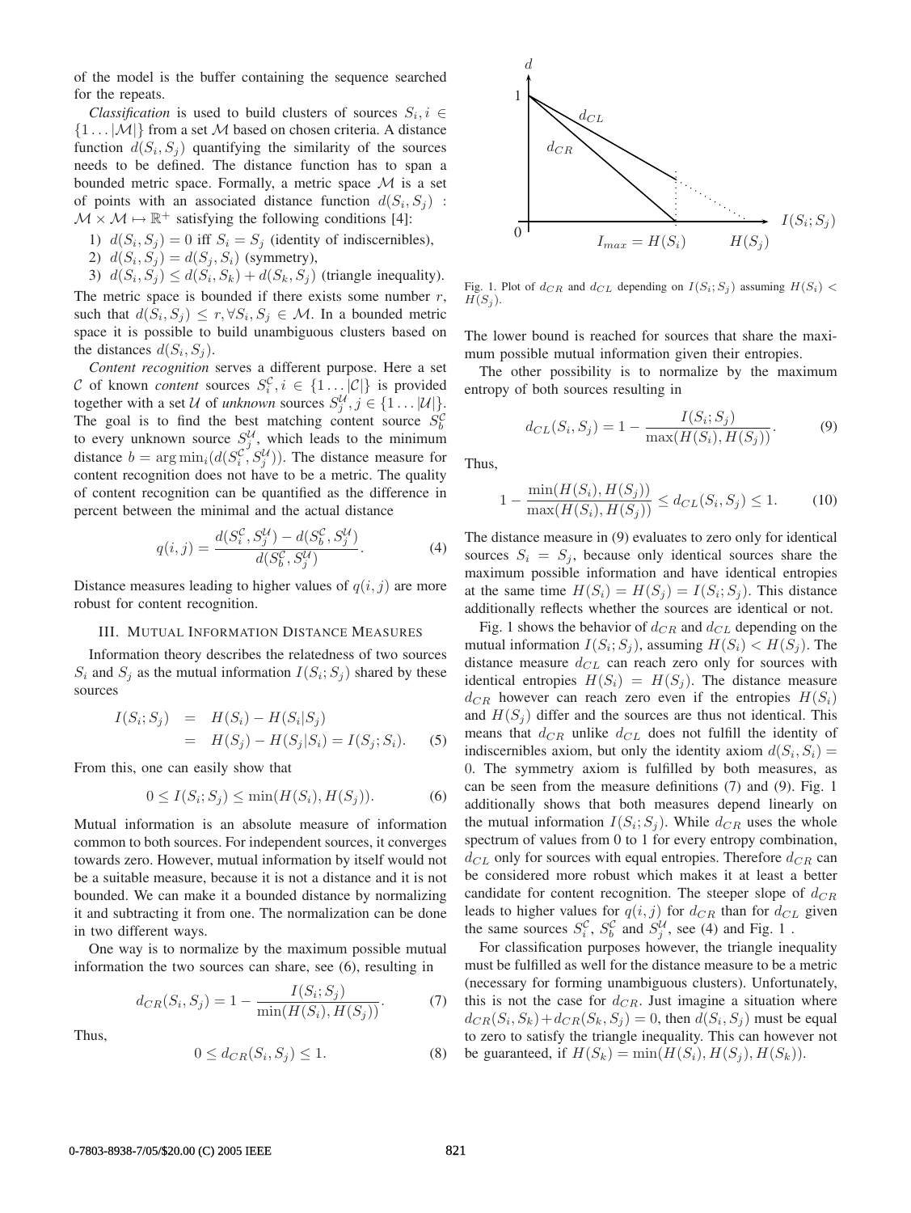of the model is the buffer containing the sequence searched for the repeats.

*Classification* is used to build clusters of sources $S_i, i \in \{1 \ldots |\mathcal{M}|\}$ from a set $\mathcal{M}$ based on chosen criteria. A distance function $d(S_i, S_j)$ quantifying the similarity of the sources needs to be defined. The distance function has to span a bounded metric space. Formally, a metric space $\mathcal{M}$ is a set of points with an associated distance function $d(S_i, S_j) : \mathcal{M} \times \mathcal{M} \mapsto \mathbb{R}^+$ satisfying the following conditions [4]:

1) $d(S_i, S_j) = 0$ iff $S_i = S_j$ (identity of indiscernibles),
2) $d(S_i, S_j) = d(S_j, S_i)$ (symmetry),
3) $d(S_i, S_j) \leq d(S_i, S_k) + d(S_k, S_j)$ (triangle inequality).

The metric space is bounded if there exists some number $r$, such that $d(S_i, S_j) \leq r, \forall S_i, S_j \in \mathcal{M}$. In a bounded metric space it is possible to build unambiguous clusters based on the distances $d(S_i, S_j)$.

*Content recognition* serves a different purpose. Here a set $\mathcal{C}$ of known *content* sources $S_i^{\mathcal{C}}, i \in \{1 \ldots |\mathcal{C}|\}$ is provided together with a set $\mathcal{U}$ of *unknown* sources $S_j^{\mathcal{U}}, j \in \{1 \ldots |\mathcal{U}|\}$. The goal is to find the best matching content source $S_b^{\mathcal{C}}$ to every unknown source $S_j^{\mathcal{U}}$, which leads to the minimum distance $b = \arg\min_i (d(S_i^{\mathcal{C}}, S_j^{\mathcal{U}}))$. The distance measure for content recognition does not have to be a metric. The quality of content recognition can be quantified as the difference in percent between the minimal and the actual distance

$$q(i,j) = \frac{d(S_i^{\mathcal{C}}, S_j^{\mathcal{U}}) - d(S_b^{\mathcal{C}}, S_j^{\mathcal{U}})}{d(S_b^{\mathcal{C}}, S_j^{\mathcal{U}})}. \tag{4}$$

Distance measures leading to higher values of $q(i,j)$ are more robust for content recognition.

## III. Mutual Information Distance Measures

Information theory describes the relatedness of two sources $S_i$ and $S_j$ as the mutual information $I(S_i; S_j)$ shared by these sources

$$\begin{aligned} I(S_i; S_j) &= H(S_i) - H(S_i|S_j) \\ &= H(S_j) - H(S_j|S_i) = I(S_j; S_i). \end{aligned} \tag{5}$$

From this, one can easily show that

$$0 \leq I(S_i; S_j) \leq \min(H(S_i), H(S_j)). \tag{6}$$

Mutual information is an absolute measure of information common to both sources. For independent sources, it converges towards zero. However, mutual information by itself would not be a suitable measure, because it is not a distance and it is not bounded. We can make it a bounded distance by normalizing it and subtracting it from one. The normalization can be done in two different ways.

One way is to normalize by the maximum possible mutual information the two sources can share, see (6), resulting in

$$d_{CR}(S_i, S_j) = 1 - \frac{I(S_i; S_j)}{\min(H(S_i), H(S_j))}. \tag{7}$$

Thus,

$$0 \leq d_{CR}(S_i, S_j) \leq 1. \tag{8}$$

Fig. 1. Plot of $d_{CR}$ and $d_{CL}$ depending on $I(S_i; S_j)$ assuming $H(S_i) < H(S_j)$.

The lower bound is reached for sources that share the maximum possible mutual information given their entropies.

The other possibility is to normalize by the maximum entropy of both sources resulting in

$$d_{CL}(S_i, S_j) = 1 - \frac{I(S_i; S_j)}{\max(H(S_i), H(S_j))}. \tag{9}$$

Thus,

$$1 - \frac{\min(H(S_i), H(S_j))}{\max(H(S_i), H(S_j))} \leq d_{CL}(S_i, S_j) \leq 1. \tag{10}$$

The distance measure in (9) evaluates to zero only for identical sources $S_i = S_j$, because only identical sources share the maximum possible information and have identical entropies at the same time $H(S_i) = H(S_j) = I(S_i; S_j)$. This distance additionally reflects whether the sources are identical or not.

Fig. 1 shows the behavior of $d_{CR}$ and $d_{CL}$ depending on the mutual information $I(S_i; S_j)$, assuming $H(S_i) < H(S_j)$. The distance measure $d_{CL}$ can reach zero only for sources with identical entropies $H(S_i) = H(S_j)$. The distance measure $d_{CR}$ however can reach zero even if the entropies $H(S_i)$ and $H(S_j)$ differ and the sources are thus not identical. This means that $d_{CR}$ unlike $d_{CL}$ does not fulfill the identity of indiscernibles axiom, but only the identity axiom $d(S_i, S_i) = 0$. The symmetry axiom is fulfilled by both measures, as can be seen from the measure definitions (7) and (9). Fig. 1 additionally shows that both measures depend linearly on the mutual information $I(S_i; S_j)$. While $d_{CR}$ uses the whole spectrum of values from 0 to 1 for every entropy combination, $d_{CL}$ only for sources with equal entropies. Therefore $d_{CR}$ can be considered more robust which makes it at least a better candidate for content recognition. The steeper slope of $d_{CR}$ leads to higher values for $q(i,j)$ for $d_{CR}$ than for $d_{CL}$ given the same sources $S_i^{\mathcal{C}}$, $S_b^{\mathcal{C}}$ and $S_j^{\mathcal{U}}$, see (4) and Fig. 1 .

For classification purposes however, the triangle inequality must be fulfilled as well for the distance measure to be a metric (necessary for forming unambiguous clusters). Unfortunately, this is not the case for $d_{CR}$. Just imagine a situation where $d_{CR}(S_i, S_k) + d_{CR}(S_k, S_j) = 0$, then $d(S_i, S_j)$ must be equal to zero to satisfy the triangle inequality. This can however not be guaranteed, if $H(S_k) = \min(H(S_i), H(S_j), H(S_k))$.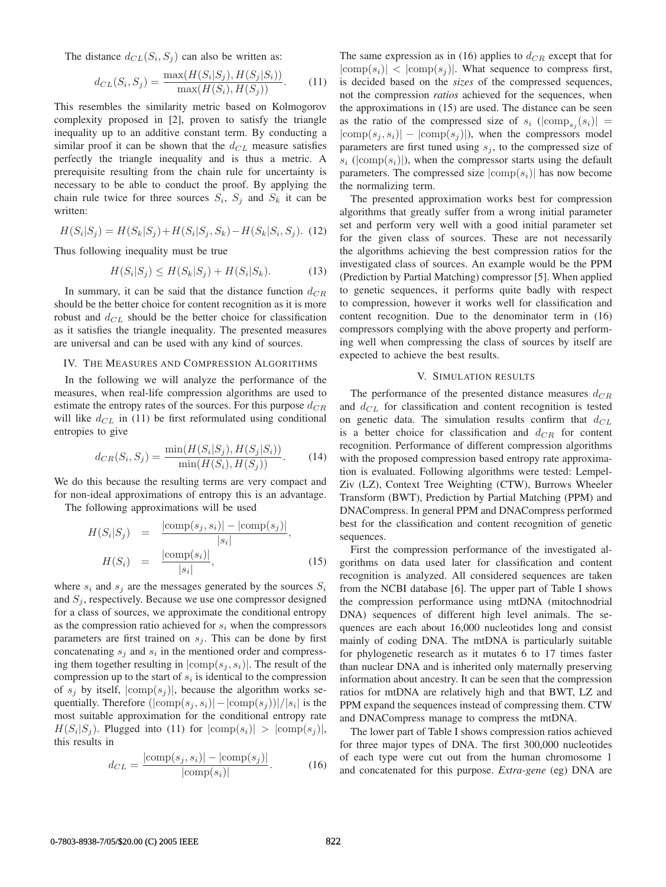The distance $d_{CL}(S_i, S_j)$ can also be written as:

$$d_{CL}(S_i, S_j) = \frac{\max(H(S_i|S_j), H(S_j|S_i))}{\max(H(S_i), H(S_j))}. \tag{11}$$

This resembles the similarity metric based on Kolmogorov complexity proposed in [2], proven to satisfy the triangle inequality up to an additive constant term. By conducting a similar proof it can be shown that the $d_{CL}$ measure satisfies perfectly the triangle inequality and is thus a metric. A prerequisite resulting from the chain rule for uncertainty is necessary to be able to conduct the proof. By applying the chain rule twice for three sources $S_i$, $S_j$ and $S_k$ it can be written:

$$H(S_i|S_j) = H(S_k|S_j) + H(S_i|S_j, S_k) - H(S_k|S_i, S_j). \tag{12}$$

Thus following inequality must be true

$$H(S_i|S_j) \leq H(S_k|S_j) + H(S_i|S_k). \tag{13}$$

In summary, it can be said that the distance function $d_{CR}$ should be the better choice for content recognition as it is more robust and $d_{CL}$ should be the better choice for classification as it satisfies the triangle inequality. The presented measures are universal and can be used with any kind of sources.

## IV. The Measures and Compression Algorithms

In the following we will analyze the performance of the measures, when real-life compression algorithms are used to estimate the entropy rates of the sources. For this purpose $d_{CR}$ will like $d_{CL}$ in (11) be first reformulated using conditional entropies to give

$$d_{CR}(S_i, S_j) = \frac{\min(H(S_i|S_j), H(S_j|S_i))}{\min(H(S_i), H(S_j))}. \tag{14}$$

We do this because the resulting terms are very compact and for non-ideal approximations of entropy this is an advantage.

The following approximations will be used

$$\begin{aligned} H(S_i|S_j) &= \frac{|\text{comp}(s_j, s_i)| - |\text{comp}(s_j)|}{|s_i|}, \\ H(S_i) &= \frac{|\text{comp}(s_i)|}{|s_i|}, \end{aligned} \tag{15}$$

where $s_i$ and $s_j$ are the messages generated by the sources $S_i$ and $S_j$, respectively. Because we use one compressor designed for a class of sources, we approximate the conditional entropy as the compression ratio achieved for $s_i$ when the compressors parameters are first trained on $s_j$. This can be done by first concatenating $s_j$ and $s_i$ in the mentioned order and compressing them together resulting in $|\text{comp}(s_j, s_i)|$. The result of the compression up to the start of $s_i$ is identical to the compression of $s_j$ by itself, $|\text{comp}(s_j)|$, because the algorithm works sequentially. Therefore $(|\text{comp}(s_j, s_i)| - |\text{comp}(s_j)|)/|s_i|$ is the most suitable approximation for the conditional entropy rate $H(S_i|S_j)$. Plugged into (11) for $|\text{comp}(s_i)| > |\text{comp}(s_j)|$, this results in

$$d_{CL} = \frac{|\text{comp}(s_j, s_i)| - |\text{comp}(s_j)|}{|\text{comp}(s_i)|}. \tag{16}$$

The same expression as in (16) applies to $d_{CR}$ except that for $|\text{comp}(s_i)| < |\text{comp}(s_j)|$. What sequence to compress first, is decided based on the *sizes* of the compressed sequences, not the compression *ratios* achieved for the sequences, when the approximations in (15) are used. The distance can be seen as the ratio of the compressed size of $s_i$ ($|\text{comp}_{s_j}(s_i)| = |\text{comp}(s_j, s_i)| - |\text{comp}(s_j)|$), when the compressors model parameters are first tuned using $s_j$, to the compressed size of $s_i$ ($|\text{comp}(s_i)|$), when the compressor starts using the default parameters. The compressed size $|\text{comp}(s_i)|$ has now become the normalizing term.

The presented approximation works best for compression algorithms that greatly suffer from a wrong initial parameter set and perform very well with a good initial parameter set for the given class of sources. These are not necessarily the algorithms achieving the best compression ratios for the investigated class of sources. An example would be the PPM (Prediction by Partial Matching) compressor [5]. When applied to genetic sequences, it performs quite badly with respect to compression, however it works well for classification and content recognition. Due to the denominator term in (16) compressors complying with the above property and performing well when compressing the class of sources by itself are expected to achieve the best results.

## V. Simulation Results

The performance of the presented distance measures $d_{CR}$ and $d_{CL}$ for classification and content recognition is tested on genetic data. The simulation results confirm that $d_{CL}$ is a better choice for classification and $d_{CR}$ for content recognition. Performance of different compression algorithms with the proposed compression based entropy rate approximation is evaluated. Following algorithms were tested: Lempel-Ziv (LZ), Context Tree Weighting (CTW), Burrows Wheeler Transform (BWT), Prediction by Partial Matching (PPM) and DNACompress. In general PPM and DNACompress performed best for the classification and content recognition of genetic sequences.

First the compression performance of the investigated algorithms on data used later for classification and content recognition is analyzed. All considered sequences are taken from the NCBI database [6]. The upper part of Table I shows the compression performance using mtDNA (mitochnodrial DNA) sequences of different high level animals. The sequences are each about 16,000 nucleotides long and consist mainly of coding DNA. The mtDNA is particularly suitable for phylogenetic research as it mutates 6 to 17 times faster than nuclear DNA and is inherited only maternally preserving information about ancestry. It can be seen that the compression ratios for mtDNA are relatively high and that BWT, LZ and PPM expand the sequences instead of compressing them. CTW and DNACompress manage to compress the mtDNA.

The lower part of Table I shows compression ratios achieved for three major types of DNA. The first 300,000 nucleotides of each type were cut out from the human chromosome 1 and concatenated for this purpose. *Extra-gene* (eg) DNA are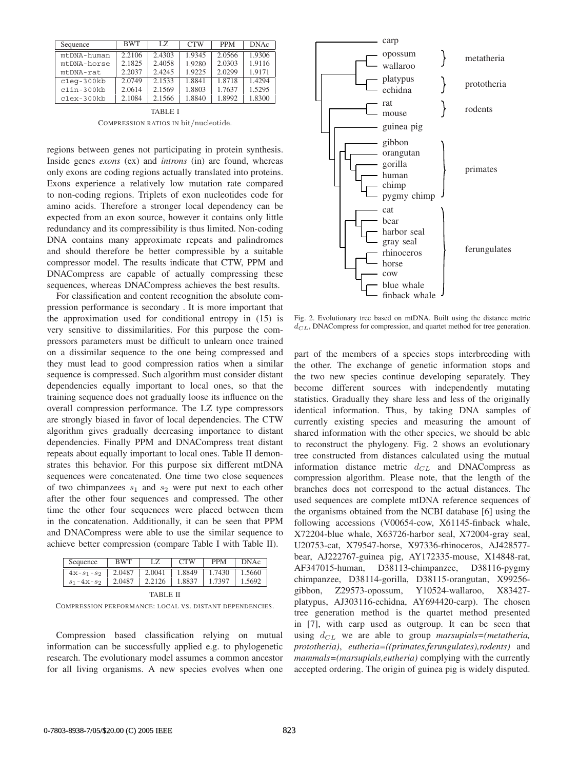| Sequence | BWT | LZ | CTW | PPM | DNAc |
|---|---|---|---|---|---|
| mtDNA-human | 2.2106 | 2.4303 | 1.9345 | 2.0566 | 1.9306 |
| mtDNA-horse | 2.1825 | 2.4058 | 1.9280 | 2.0303 | 1.9116 |
| mtDNA-rat | 2.2037 | 2.4245 | 1.9225 | 2.0299 | 1.9171 |
| c1eg-300kb | 2.0749 | 2.1533 | 1.8841 | 1.8718 | 1.4294 |
| c1in-300kb | 2.0614 | 2.1569 | 1.8803 | 1.7637 | 1.5295 |
| c1ex-300kb | 2.1084 | 2.1566 | 1.8840 | 1.8992 | 1.8300 |

TABLE I
COMPRESSION RATIOS IN bit/nucleotide.

regions between genes not participating in protein synthesis. Inside genes *exons* (ex) and *introns* (in) are found, whereas only exons are coding regions actually translated into proteins. Exons experience a relatively low mutation rate compared to non-coding regions. Triplets of exon nucleotides code for amino acids. Therefore a stronger local dependency can be expected from an exon source, however it contains only little redundancy and its compressibility is thus limited. Non-coding DNA contains many approximate repeats and palindromes and should therefore be better compressible by a suitable compressor model. The results indicate that CTW, PPM and DNACompress are capable of actually compressing these sequences, whereas DNACompress achieves the best results.

For classification and content recognition the absolute compression performance is secondary . It is more important that the approximation used for conditional entropy in (15) is very sensitive to dissimilarities. For this purpose the compressors parameters must be difficult to unlearn once trained on a dissimilar sequence to the one being compressed and they must lead to good compression ratios when a similar sequence is compressed. Such algorithm must consider distant dependencies equally important to local ones, so that the training sequence does not gradually loose its influence on the overall compression performance. The LZ type compressors are strongly biased in favor of local dependencies. The CTW algorithm gives gradually decreasing importance to distant dependencies. Finally PPM and DNACompress treat distant repeats about equally important to local ones. Table II demonstrates this behavior. For this purpose six different mtDNA sequences were concatenated. One time two close sequences of two chimpanzees $s_1$ and $s_2$ were put next to each other after the other four sequences and compressed. The other time the other four sequences were placed between them in the concatenation. Additionally, it can be seen that PPM and DNACompress were able to use the similar sequence to achieve better compression (compare Table I with Table II).

| Sequence | BWT | LZ | CTW | PPM | DNAc |
|---|---|---|---|---|---|
| 4x-$s_1$-$s_2$ | 2.0487 | 2.0041 | 1.8849 | 1.7430 | 1.5660 |
| $s_1$-4x-$s_2$ | 2.0487 | 2.2126 | 1.8837 | 1.7397 | 1.5692 |

TABLE II
COMPRESSION PERFORMANCE: LOCAL VS. DISTANT DEPENDENCIES.

Compression based classification relying on mutual information can be successfully applied e.g. to phylogenetic research. The evolutionary model assumes a common ancestor for all living organisms. A new species evolves when one part of the members of a species stops interbreeding with the other. The exchange of genetic information stops and the two new species continue developing separately. They become different sources with independently mutating statistics. Gradually they share less and less of the originally identical information. Thus, by taking DNA samples of currently existing species and measuring the amount of shared information with the other species, we should be able to reconstruct the phylogeny. Fig. 2 shows an evolutionary tree constructed from distances calculated using the mutual information distance metric $d_{CL}$ and DNACompress as compression algorithm. Please note, that the length of the branches does not correspond to the actual distances. The used sequences are complete mtDNA reference sequences of the organisms obtained from the NCBI database [6] using the following accessions (V00654-cow, X61145-finback whale, X72204-blue whale, X63726-harbor seal, X72004-gray seal, U20753-cat, X79547-horse, X97336-rhinoceros, AJ428577-bear, AJ222767-guinea pig, AY172335-mouse, X14848-rat, AF347015-human, D38113-chimpanzee, D38116-pygmy chimpanzee, D38114-gorilla, D38115-orangutan, X99256-gibbon, Z29573-opossum, Y10524-wallaroo, X83427-platypus, AJ303116-echidna, AY694420-carp). The chosen tree generation method is the quartet method presented in [7], with carp used as outgroup. It can be seen that using $d_{CL}$ we are able to group *marsupials=(metatheria, prototheria)*, *eutheria=((primates,ferungulates),rodents)* and *mammals=(marsupials,eutheria)* complying with the currently accepted ordering. The origin of guinea pig is widely disputed.

Fig. 2. Evolutionary tree based on mtDNA. Built using the distance metric $d_{CL}$, DNACompress for compression, and quartet method for tree generation.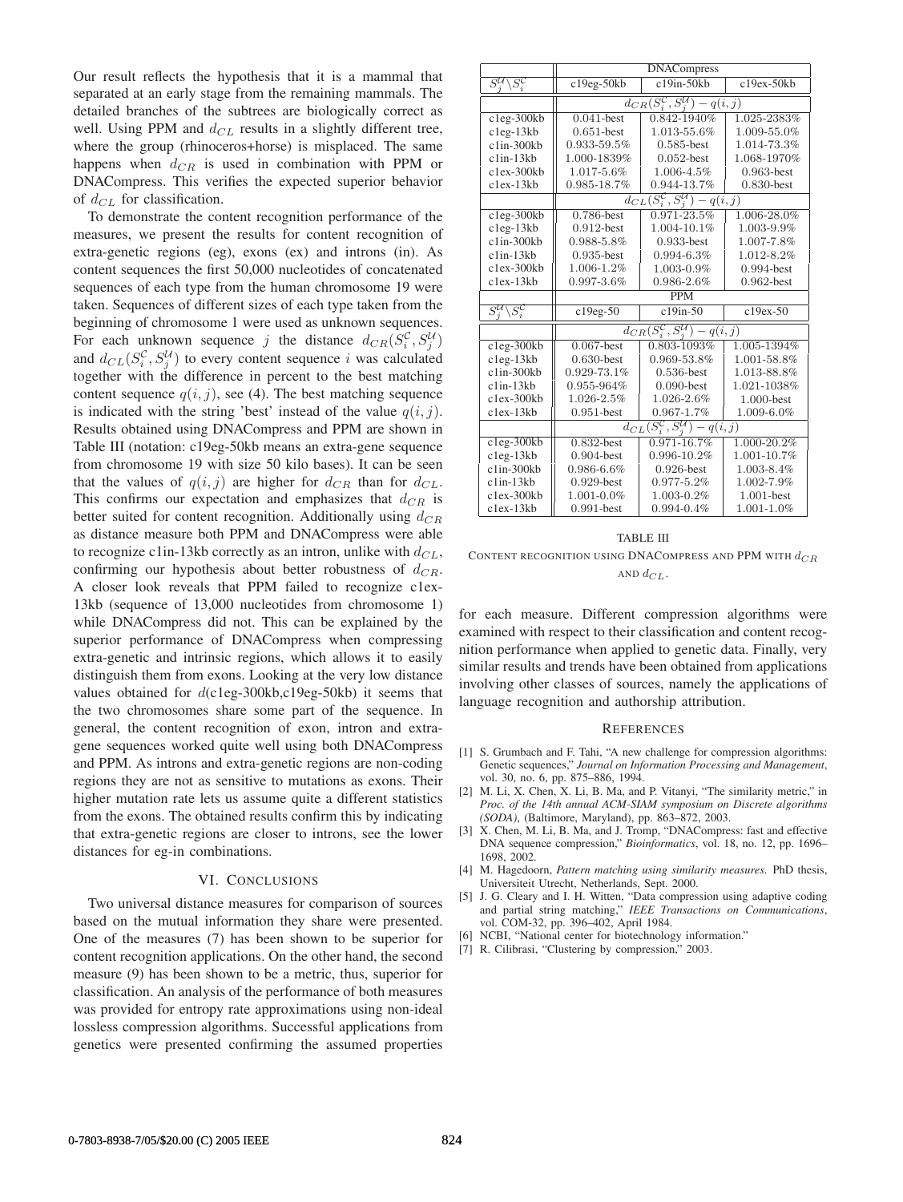Our result reflects the hypothesis that it is a mammal that separated at an early stage from the remaining mammals. The detailed branches of the subtrees are biologically correct as well. Using PPM and $d_{CL}$ results in a slightly different tree, where the group (rhinoceros+horse) is misplaced. The same happens when $d_{CR}$ is used in combination with PPM or DNACompress. This verifies the expected superior behavior of $d_{CL}$ for classification.

To demonstrate the content recognition performance of the measures, we present the results for content recognition of extra-genetic regions (eg), exons (ex) and introns (in). As content sequences the first 50,000 nucleotides of concatenated sequences of each type from the human chromosome 19 were taken. Sequences of different sizes of each type taken from the beginning of chromosome 1 were used as unknown sequences. For each unknown sequence $j$ the distance $d_{CR}(S_i^{\mathcal{C}}, S_j^{\mathcal{U}})$ and $d_{CL}(S_i^{\mathcal{C}}, S_j^{\mathcal{U}})$ to every content sequence $i$ was calculated together with the difference in percent to the best matching content sequence $q(i,j)$, see (4). The best matching sequence is indicated with the string 'best' instead of the value $q(i,j)$. Results obtained using DNACompress and PPM are shown in Table III (notation: c19eg-50kb means an extra-gene sequence from chromosome 19 with size 50 kilo bases). It can be seen that the values of $q(i,j)$ are higher for $d_{CR}$ than for $d_{CL}$. This confirms our expectation and emphasizes that $d_{CR}$ is better suited for content recognition. Additionally using $d_{CR}$ as distance measure both PPM and DNACompress were able to recognize c1in-13kb correctly as an intron, unlike with $d_{CL}$, confirming our hypothesis about better robustness of $d_{CR}$. A closer look reveals that PPM failed to recognize c1ex-13kb (sequence of 13,000 nucleotides from chromosome 1) while DNACompress did not. This can be explained by the superior performance of DNACompress when compressing extra-genetic and intrinsic regions, which allows it to easily distinguish them from exons. Looking at the very low distance values obtained for $d$(c1eg-300kb,c19eg-50kb) it seems that the two chromosomes share some part of the sequence. In general, the content recognition of exon, intron and extra-gene sequences worked quite well using both DNACompress and PPM. As introns and extra-genetic regions are non-coding regions they are not as sensitive to mutations as exons. Their higher mutation rate lets us assume quite a different statistics from the exons. The obtained results confirm this by indicating that extra-genetic regions are closer to introns, see the lower distances for eg-in combinations.

| | DNACompress | | |
|---|---|---|---|
| $S_j^{\mathcal{U}} \backslash S_i^{\mathcal{C}}$ | c19eg-50kb | c19in-50kb | c19ex-50kb |
| | $d_{CR}(S_i^{\mathcal{C}}, S_j^{\mathcal{U}}) - q(i,j)$ | | |
| c1eg-300kb | 0.041-best | 0.842-1940% | 1.025-2383% |
| c1eg-13kb | 0.651-best | 1.013-55.6% | 1.009-55.0% |
| c1in-300kb | 0.933-59.5% | 0.585-best | 1.014-73.3% |
| c1in-13kb | 1.000-1839% | 0.052-best | 1.068-1970% |
| c1ex-300kb | 1.017-5.6% | 1.006-4.5% | 0.963-best |
| c1ex-13kb | 0.985-18.7% | 0.944-13.7% | 0.830-best |
| | $d_{CL}(S_i^{\mathcal{C}}, S_j^{\mathcal{U}}) - q(i,j)$ | | |
| c1eg-300kb | 0.786-best | 0.971-23.5% | 1.006-28.0% |
| c1eg-13kb | 0.912-best | 1.004-10.1% | 1.003-9.9% |
| c1in-300kb | 0.988-5.8% | 0.933-best | 1.007-7.8% |
| c1in-13kb | 0.935-best | 0.994-6.3% | 1.012-8.2% |
| c1ex-300kb | 1.006-1.2% | 1.003-0.9% | 0.994-best |
| c1ex-13kb | 0.997-3.6% | 0.986-2.6% | 0.962-best |
| | PPM | | |
| $S_j^{\mathcal{U}} \backslash S_i^{\mathcal{C}}$ | c19eg-50 | c19in-50 | c19ex-50 |
| | $d_{CR}(S_i^{\mathcal{C}}, S_j^{\mathcal{U}}) - q(i,j)$ | | |
| c1eg-300kb | 0.067-best | 0.803-1093% | 1.005-1394% |
| c1eg-13kb | 0.630-best | 0.969-53.8% | 1.001-58.8% |
| c1in-300kb | 0.929-73.1% | 0.536-best | 1.013-88.8% |
| c1in-13kb | 0.955-964% | 0.090-best | 1.021-1038% |
| c1ex-300kb | 1.026-2.5% | 1.026-2.6% | 1.000-best |
| c1ex-13kb | 0.951-best | 0.967-1.7% | 1.009-6.0% |
| | $d_{CL}(S_i^{\mathcal{C}}, S_j^{\mathcal{U}}) - q(i,j)$ | | |
| c1eg-300kb | 0.832-best | 0.971-16.7% | 1.000-20.2% |
| c1eg-13kb | 0.904-best | 0.996-10.2% | 1.001-10.7% |
| c1in-300kb | 0.986-6.6% | 0.926-best | 1.003-8.4% |
| c1in-13kb | 0.929-best | 0.977-5.2% | 1.002-7.9% |
| c1ex-300kb | 1.001-0.0% | 1.003-0.2% | 1.001-best |
| c1ex-13kb | 0.991-best | 0.994-0.4% | 1.001-1.0% |

TABLE III

CONTENT RECOGNITION USING DNACOMPRESS AND PPM WITH $d_{CR}$ AND $d_{CL}$.

## VI. Conclusions

Two universal distance measures for comparison of sources based on the mutual information they share were presented. One of the measures (7) has been shown to be superior for content recognition applications. On the other hand, the second measure (9) has been shown to be a metric, thus, superior for classification. An analysis of the performance of both measures was provided for entropy rate approximations using non-ideal lossless compression algorithms. Successful applications from genetics were presented confirming the assumed properties for each measure. Different compression algorithms were examined with respect to their classification and content recognition performance when applied to genetic data. Finally, very similar results and trends have been obtained from applications involving other classes of sources, namely the applications of language recognition and authorship attribution.

## References

[1] S. Grumbach and F. Tahi, "A new challenge for compression algorithms: Genetic sequences," *Journal on Information Processing and Management*, vol. 30, no. 6, pp. 875–886, 1994.

[2] M. Li, X. Chen, X. Li, B. Ma, and P. Vitanyi, "The similarity metric," in *Proc. of the 14th annual ACM-SIAM symposium on Discrete algorithms (SODA)*, (Baltimore, Maryland), pp. 863–872, 2003.

[3] X. Chen, M. Li, B. Ma, and J. Tromp, "DNACompress: fast and effective DNA sequence compression," *Bioinformatics*, vol. 18, no. 12, pp. 1696–1698, 2002.

[4] M. Hagedoorn, *Pattern matching using similarity measures*. PhD thesis, Universiteit Utrecht, Netherlands, Sept. 2000.

[5] J. G. Cleary and I. H. Witten, "Data compression using adaptive coding and partial string matching," *IEEE Transactions on Communications*, vol. COM-32, pp. 396–402, April 1984.

[6] NCBI, "National center for biotechnology information."

[7] R. Cilibrasi, "Clustering by compression," 2003.